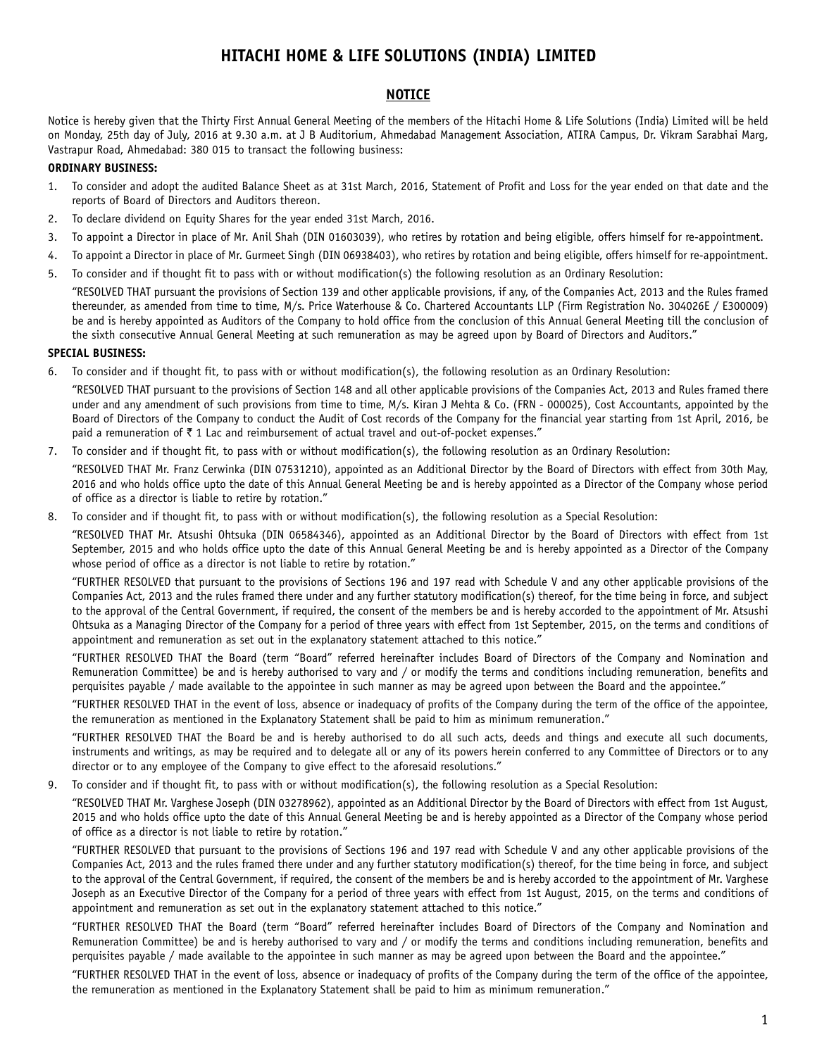# HITACHI HOME & LIFE SOLUTIONS (INDIA) LIMITED

## NOTICE

Notice is hereby given that the Thirty First Annual General Meeting of the members of the Hitachi Home & Life Solutions (India) Limited will be held on Monday, 25th day of July, 2016 at 9.30 a.m. at J B Auditorium, Ahmedabad Management Association, ATIRA Campus, Dr. Vikram Sarabhai Marg, Vastrapur Road, Ahmedabad: 380 015 to transact the following business:

**ORDINARY BUSINESS:**

1. To consider and adopt the audited Balance Sheet as at 31st March, 2016, Statement of Profit and Loss for the year ended on that date and the reports of Board of Directors and Auditors thereon.
2. To declare dividend on Equity Shares for the year ended 31st March, 2016.
3. To appoint a Director in place of Mr. Anil Shah (DIN 01603039), who retires by rotation and being eligible, offers himself for re-appointment.
4. To appoint a Director in place of Mr. Gurmeet Singh (DIN 06938403), who retires by rotation and being eligible, offers himself for re-appointment.
5. To consider and if thought fit to pass with or without modification(s) the following resolution as an Ordinary Resolution:

   "RESOLVED THAT pursuant the provisions of Section 139 and other applicable provisions, if any, of the Companies Act, 2013 and the Rules framed thereunder, as amended from time to time, M/s. Price Waterhouse & Co. Chartered Accountants LLP (Firm Registration No. 304026E / E300009) be and is hereby appointed as Auditors of the Company to hold office from the conclusion of this Annual General Meeting till the conclusion of the sixth consecutive Annual General Meeting at such remuneration as may be agreed upon by Board of Directors and Auditors."

**SPECIAL BUSINESS:**

6. To consider and if thought fit, to pass with or without modification(s), the following resolution as an Ordinary Resolution:

   "RESOLVED THAT pursuant to the provisions of Section 148 and all other applicable provisions of the Companies Act, 2013 and Rules framed there under and any amendment of such provisions from time to time, M/s. Kiran J Mehta & Co. (FRN - 000025), Cost Accountants, appointed by the Board of Directors of the Company to conduct the Audit of Cost records of the Company for the financial year starting from 1st April, 2016, be paid a remuneration of ₹ 1 Lac and reimbursement of actual travel and out-of-pocket expenses."

7. To consider and if thought fit, to pass with or without modification(s), the following resolution as an Ordinary Resolution:

   "RESOLVED THAT Mr. Franz Cerwinka (DIN 07531210), appointed as an Additional Director by the Board of Directors with effect from 30th May, 2016 and who holds office upto the date of this Annual General Meeting be and is hereby appointed as a Director of the Company whose period of office as a director is liable to retire by rotation."

8. To consider and if thought fit, to pass with or without modification(s), the following resolution as a Special Resolution:

   "RESOLVED THAT Mr. Atsushi Ohtsuka (DIN 06584346), appointed as an Additional Director by the Board of Directors with effect from 1st September, 2015 and who holds office upto the date of this Annual General Meeting be and is hereby appointed as a Director of the Company whose period of office as a director is not liable to retire by rotation."

   "FURTHER RESOLVED that pursuant to the provisions of Sections 196 and 197 read with Schedule V and any other applicable provisions of the Companies Act, 2013 and the rules framed there under and any further statutory modification(s) thereof, for the time being in force, and subject to the approval of the Central Government, if required, the consent of the members be and is hereby accorded to the appointment of Mr. Atsushi Ohtsuka as a Managing Director of the Company for a period of three years with effect from 1st September, 2015, on the terms and conditions of appointment and remuneration as set out in the explanatory statement attached to this notice."

   "FURTHER RESOLVED THAT the Board (term "Board" referred hereinafter includes Board of Directors of the Company and Nomination and Remuneration Committee) be and is hereby authorised to vary and / or modify the terms and conditions including remuneration, benefits and perquisites payable / made available to the appointee in such manner as may be agreed upon between the Board and the appointee."

   "FURTHER RESOLVED THAT in the event of loss, absence or inadequacy of profits of the Company during the term of the office of the appointee, the remuneration as mentioned in the Explanatory Statement shall be paid to him as minimum remuneration."

   "FURTHER RESOLVED THAT the Board be and is hereby authorised to do all such acts, deeds and things and execute all such documents, instruments and writings, as may be required and to delegate all or any of its powers herein conferred to any Committee of Directors or to any director or to any employee of the Company to give effect to the aforesaid resolutions."

9. To consider and if thought fit, to pass with or without modification(s), the following resolution as a Special Resolution:

   "RESOLVED THAT Mr. Varghese Joseph (DIN 03278962), appointed as an Additional Director by the Board of Directors with effect from 1st August, 2015 and who holds office upto the date of this Annual General Meeting be and is hereby appointed as a Director of the Company whose period of office as a director is not liable to retire by rotation."

   "FURTHER RESOLVED that pursuant to the provisions of Sections 196 and 197 read with Schedule V and any other applicable provisions of the Companies Act, 2013 and the rules framed there under and any further statutory modification(s) thereof, for the time being in force, and subject to the approval of the Central Government, if required, the consent of the members be and is hereby accorded to the appointment of Mr. Varghese Joseph as an Executive Director of the Company for a period of three years with effect from 1st August, 2015, on the terms and conditions of appointment and remuneration as set out in the explanatory statement attached to this notice."

   "FURTHER RESOLVED THAT the Board (term "Board" referred hereinafter includes Board of Directors of the Company and Nomination and Remuneration Committee) be and is hereby authorised to vary and / or modify the terms and conditions including remuneration, benefits and perquisites payable / made available to the appointee in such manner as may be agreed upon between the Board and the appointee."

   "FURTHER RESOLVED THAT in the event of loss, absence or inadequacy of profits of the Company during the term of the office of the appointee, the remuneration as mentioned in the Explanatory Statement shall be paid to him as minimum remuneration."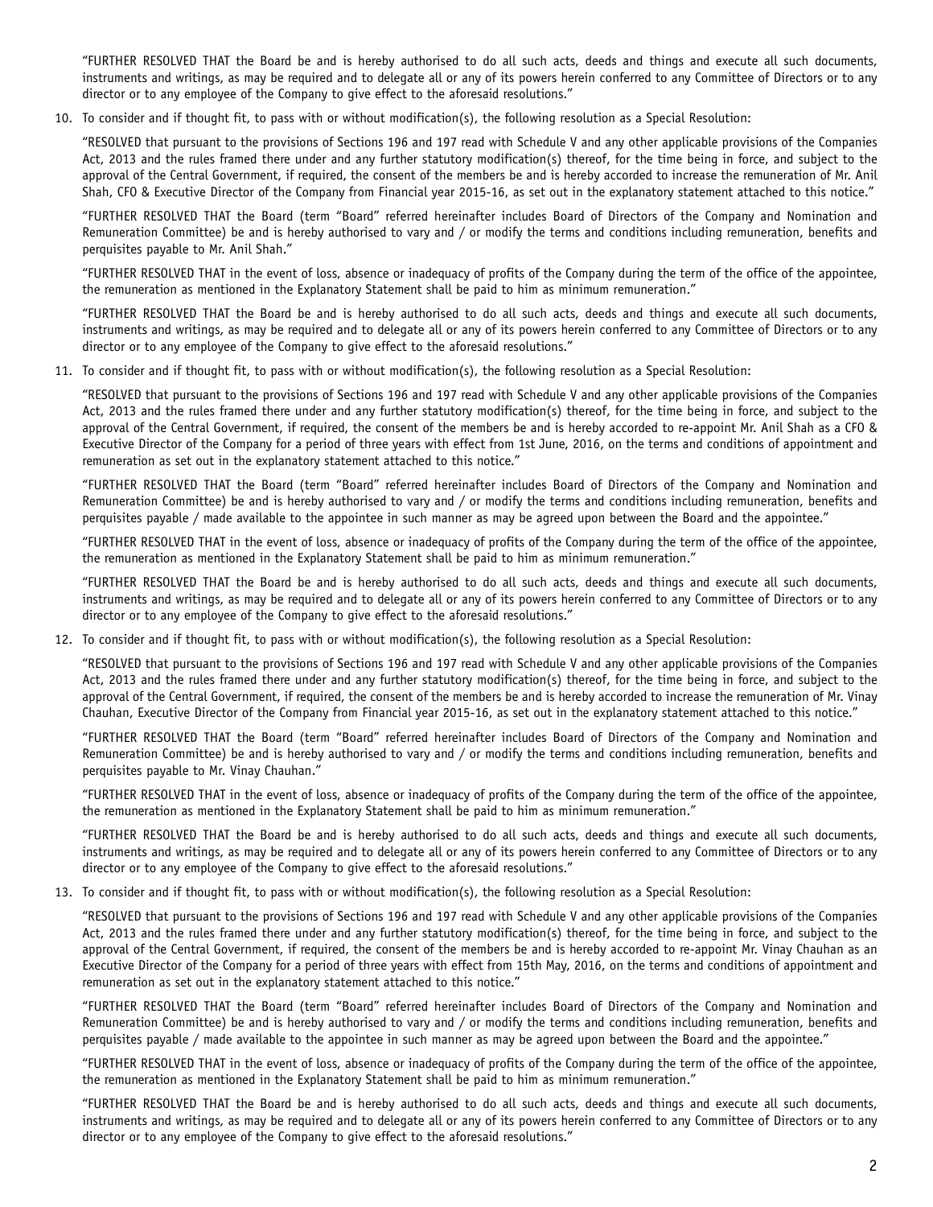"FURTHER RESOLVED THAT the Board be and is hereby authorised to do all such acts, deeds and things and execute all such documents, instruments and writings, as may be required and to delegate all or any of its powers herein conferred to any Committee of Directors or to any director or to any employee of the Company to give effect to the aforesaid resolutions."

10. To consider and if thought fit, to pass with or without modification(s), the following resolution as a Special Resolution:

    "RESOLVED that pursuant to the provisions of Sections 196 and 197 read with Schedule V and any other applicable provisions of the Companies Act, 2013 and the rules framed there under and any further statutory modification(s) thereof, for the time being in force, and subject to the approval of the Central Government, if required, the consent of the members be and is hereby accorded to increase the remuneration of Mr. Anil Shah, CFO & Executive Director of the Company from Financial year 2015-16, as set out in the explanatory statement attached to this notice."

    "FURTHER RESOLVED THAT the Board (term "Board" referred hereinafter includes Board of Directors of the Company and Nomination and Remuneration Committee) be and is hereby authorised to vary and / or modify the terms and conditions including remuneration, benefits and perquisites payable to Mr. Anil Shah."

    "FURTHER RESOLVED THAT in the event of loss, absence or inadequacy of profits of the Company during the term of the office of the appointee, the remuneration as mentioned in the Explanatory Statement shall be paid to him as minimum remuneration."

    "FURTHER RESOLVED THAT the Board be and is hereby authorised to do all such acts, deeds and things and execute all such documents, instruments and writings, as may be required and to delegate all or any of its powers herein conferred to any Committee of Directors or to any director or to any employee of the Company to give effect to the aforesaid resolutions."

11. To consider and if thought fit, to pass with or without modification(s), the following resolution as a Special Resolution:

    "RESOLVED that pursuant to the provisions of Sections 196 and 197 read with Schedule V and any other applicable provisions of the Companies Act, 2013 and the rules framed there under and any further statutory modification(s) thereof, for the time being in force, and subject to the approval of the Central Government, if required, the consent of the members be and is hereby accorded to re-appoint Mr. Anil Shah as a CFO & Executive Director of the Company for a period of three years with effect from 1st June, 2016, on the terms and conditions of appointment and remuneration as set out in the explanatory statement attached to this notice."

    "FURTHER RESOLVED THAT the Board (term "Board" referred hereinafter includes Board of Directors of the Company and Nomination and Remuneration Committee) be and is hereby authorised to vary and / or modify the terms and conditions including remuneration, benefits and perquisites payable / made available to the appointee in such manner as may be agreed upon between the Board and the appointee."

    "FURTHER RESOLVED THAT in the event of loss, absence or inadequacy of profits of the Company during the term of the office of the appointee, the remuneration as mentioned in the Explanatory Statement shall be paid to him as minimum remuneration."

    "FURTHER RESOLVED THAT the Board be and is hereby authorised to do all such acts, deeds and things and execute all such documents, instruments and writings, as may be required and to delegate all or any of its powers herein conferred to any Committee of Directors or to any director or to any employee of the Company to give effect to the aforesaid resolutions."

12. To consider and if thought fit, to pass with or without modification(s), the following resolution as a Special Resolution:

    "RESOLVED that pursuant to the provisions of Sections 196 and 197 read with Schedule V and any other applicable provisions of the Companies Act, 2013 and the rules framed there under and any further statutory modification(s) thereof, for the time being in force, and subject to the approval of the Central Government, if required, the consent of the members be and is hereby accorded to increase the remuneration of Mr. Vinay Chauhan, Executive Director of the Company from Financial year 2015-16, as set out in the explanatory statement attached to this notice."

    "FURTHER RESOLVED THAT the Board (term "Board" referred hereinafter includes Board of Directors of the Company and Nomination and Remuneration Committee) be and is hereby authorised to vary and / or modify the terms and conditions including remuneration, benefits and perquisites payable to Mr. Vinay Chauhan."

    "FURTHER RESOLVED THAT in the event of loss, absence or inadequacy of profits of the Company during the term of the office of the appointee, the remuneration as mentioned in the Explanatory Statement shall be paid to him as minimum remuneration."

    "FURTHER RESOLVED THAT the Board be and is hereby authorised to do all such acts, deeds and things and execute all such documents, instruments and writings, as may be required and to delegate all or any of its powers herein conferred to any Committee of Directors or to any director or to any employee of the Company to give effect to the aforesaid resolutions."

13. To consider and if thought fit, to pass with or without modification(s), the following resolution as a Special Resolution:

    "RESOLVED that pursuant to the provisions of Sections 196 and 197 read with Schedule V and any other applicable provisions of the Companies Act, 2013 and the rules framed there under and any further statutory modification(s) thereof, for the time being in force, and subject to the approval of the Central Government, if required, the consent of the members be and is hereby accorded to re-appoint Mr. Vinay Chauhan as an Executive Director of the Company for a period of three years with effect from 15th May, 2016, on the terms and conditions of appointment and remuneration as set out in the explanatory statement attached to this notice."

    "FURTHER RESOLVED THAT the Board (term "Board" referred hereinafter includes Board of Directors of the Company and Nomination and Remuneration Committee) be and is hereby authorised to vary and / or modify the terms and conditions including remuneration, benefits and perquisites payable / made available to the appointee in such manner as may be agreed upon between the Board and the appointee."

    "FURTHER RESOLVED THAT in the event of loss, absence or inadequacy of profits of the Company during the term of the office of the appointee, the remuneration as mentioned in the Explanatory Statement shall be paid to him as minimum remuneration."

    "FURTHER RESOLVED THAT the Board be and is hereby authorised to do all such acts, deeds and things and execute all such documents, instruments and writings, as may be required and to delegate all or any of its powers herein conferred to any Committee of Directors or to any director or to any employee of the Company to give effect to the aforesaid resolutions."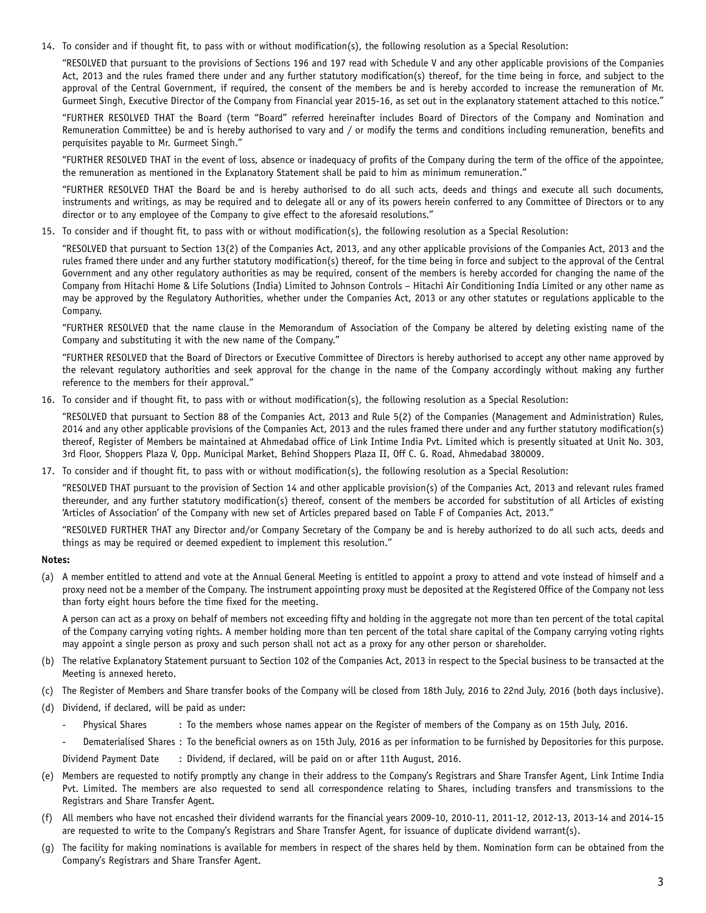14. To consider and if thought fit, to pass with or without modification(s), the following resolution as a Special Resolution:

    "RESOLVED that pursuant to the provisions of Sections 196 and 197 read with Schedule V and any other applicable provisions of the Companies Act, 2013 and the rules framed there under and any further statutory modification(s) thereof, for the time being in force, and subject to the approval of the Central Government, if required, the consent of the members be and is hereby accorded to increase the remuneration of Mr. Gurmeet Singh, Executive Director of the Company from Financial year 2015-16, as set out in the explanatory statement attached to this notice."

    "FURTHER RESOLVED THAT the Board (term "Board" referred hereinafter includes Board of Directors of the Company and Nomination and Remuneration Committee) be and is hereby authorised to vary and / or modify the terms and conditions including remuneration, benefits and perquisites payable to Mr. Gurmeet Singh."

    "FURTHER RESOLVED THAT in the event of loss, absence or inadequacy of profits of the Company during the term of the office of the appointee, the remuneration as mentioned in the Explanatory Statement shall be paid to him as minimum remuneration."

    "FURTHER RESOLVED THAT the Board be and is hereby authorised to do all such acts, deeds and things and execute all such documents, instruments and writings, as may be required and to delegate all or any of its powers herein conferred to any Committee of Directors or to any director or to any employee of the Company to give effect to the aforesaid resolutions."

15. To consider and if thought fit, to pass with or without modification(s), the following resolution as a Special Resolution:

    "RESOLVED that pursuant to Section 13(2) of the Companies Act, 2013, and any other applicable provisions of the Companies Act, 2013 and the rules framed there under and any further statutory modification(s) thereof, for the time being in force and subject to the approval of the Central Government and any other regulatory authorities as may be required, consent of the members is hereby accorded for changing the name of the Company from Hitachi Home & Life Solutions (India) Limited to Johnson Controls – Hitachi Air Conditioning India Limited or any other name as may be approved by the Regulatory Authorities, whether under the Companies Act, 2013 or any other statutes or regulations applicable to the Company.

    "FURTHER RESOLVED that the name clause in the Memorandum of Association of the Company be altered by deleting existing name of the Company and substituting it with the new name of the Company."

    "FURTHER RESOLVED that the Board of Directors or Executive Committee of Directors is hereby authorised to accept any other name approved by the relevant regulatory authorities and seek approval for the change in the name of the Company accordingly without making any further reference to the members for their approval."

16. To consider and if thought fit, to pass with or without modification(s), the following resolution as a Special Resolution:

    "RESOLVED that pursuant to Section 88 of the Companies Act, 2013 and Rule 5(2) of the Companies (Management and Administration) Rules, 2014 and any other applicable provisions of the Companies Act, 2013 and the rules framed there under and any further statutory modification(s) thereof, Register of Members be maintained at Ahmedabad office of Link Intime India Pvt. Limited which is presently situated at Unit No. 303, 3rd Floor, Shoppers Plaza V, Opp. Municipal Market, Behind Shoppers Plaza II, Off C. G. Road, Ahmedabad 380009.

17. To consider and if thought fit, to pass with or without modification(s), the following resolution as a Special Resolution:

    "RESOLVED THAT pursuant to the provision of Section 14 and other applicable provision(s) of the Companies Act, 2013 and relevant rules framed thereunder, and any further statutory modification(s) thereof, consent of the members be accorded for substitution of all Articles of existing 'Articles of Association' of the Company with new set of Articles prepared based on Table F of Companies Act, 2013."

    "RESOLVED FURTHER THAT any Director and/or Company Secretary of the Company be and is hereby authorized to do all such acts, deeds and things as may be required or deemed expedient to implement this resolution."

**Notes:**

(a) A member entitled to attend and vote at the Annual General Meeting is entitled to appoint a proxy to attend and vote instead of himself and a proxy need not be a member of the Company. The instrument appointing proxy must be deposited at the Registered Office of the Company not less than forty eight hours before the time fixed for the meeting.

    A person can act as a proxy on behalf of members not exceeding fifty and holding in the aggregate not more than ten percent of the total capital of the Company carrying voting rights. A member holding more than ten percent of the total share capital of the Company carrying voting rights may appoint a single person as proxy and such person shall not act as a proxy for any other person or shareholder.

(b) The relative Explanatory Statement pursuant to Section 102 of the Companies Act, 2013 in respect to the Special business to be transacted at the Meeting is annexed hereto.

(c) The Register of Members and Share transfer books of the Company will be closed from 18th July, 2016 to 22nd July, 2016 (both days inclusive).

(d) Dividend, if declared, will be paid as under:

    - Physical Shares : To the members whose names appear on the Register of members of the Company as on 15th July, 2016.
    - Dematerialised Shares : To the beneficial owners as on 15th July, 2016 as per information to be furnished by Depositories for this purpose.

    Dividend Payment Date : Dividend, if declared, will be paid on or after 11th August, 2016.

(e) Members are requested to notify promptly any change in their address to the Company's Registrars and Share Transfer Agent, Link Intime India Pvt. Limited. The members are also requested to send all correspondence relating to Shares, including transfers and transmissions to the Registrars and Share Transfer Agent.

(f) All members who have not encashed their dividend warrants for the financial years 2009-10, 2010-11, 2011-12, 2012-13, 2013-14 and 2014-15 are requested to write to the Company's Registrars and Share Transfer Agent, for issuance of duplicate dividend warrant(s).

(g) The facility for making nominations is available for members in respect of the shares held by them. Nomination form can be obtained from the Company's Registrars and Share Transfer Agent.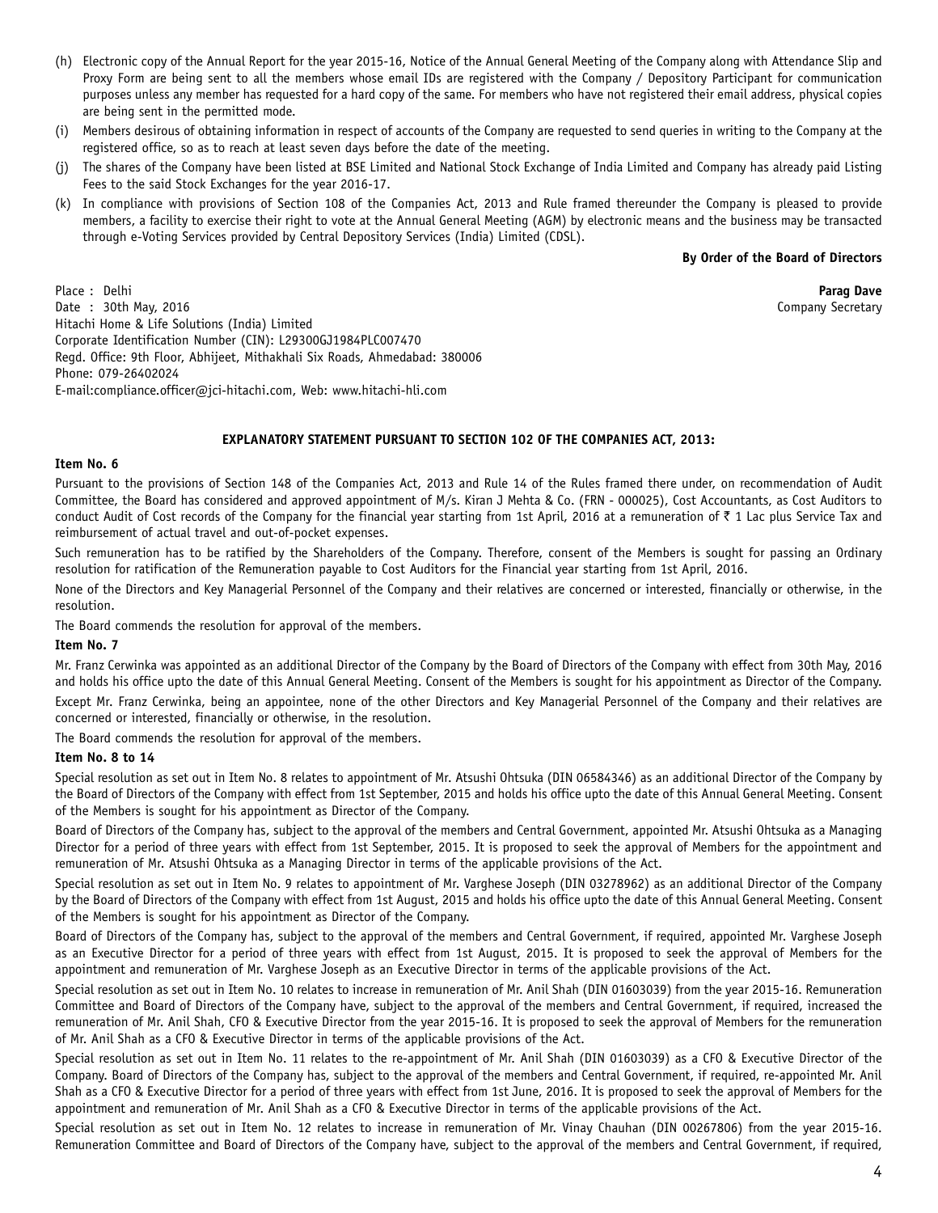(h) Electronic copy of the Annual Report for the year 2015-16, Notice of the Annual General Meeting of the Company along with Attendance Slip and Proxy Form are being sent to all the members whose email IDs are registered with the Company / Depository Participant for communication purposes unless any member has requested for a hard copy of the same. For members who have not registered their email address, physical copies are being sent in the permitted mode.

(i) Members desirous of obtaining information in respect of accounts of the Company are requested to send queries in writing to the Company at the registered office, so as to reach at least seven days before the date of the meeting.

(j) The shares of the Company have been listed at BSE Limited and National Stock Exchange of India Limited and Company has already paid Listing Fees to the said Stock Exchanges for the year 2016-17.

(k) In compliance with provisions of Section 108 of the Companies Act, 2013 and Rule framed thereunder the Company is pleased to provide members, a facility to exercise their right to vote at the Annual General Meeting (AGM) by electronic means and the business may be transacted through e-Voting Services provided by Central Depository Services (India) Limited (CDSL).

**By Order of the Board of Directors**

Place : Delhi
Date : 30th May, 2016

**Parag Dave**
Company Secretary

Hitachi Home & Life Solutions (India) Limited
Corporate Identification Number (CIN): L29300GJ1984PLC007470
Regd. Office: 9th Floor, Abhijeet, Mithakhali Six Roads, Ahmedabad: 380006
Phone: 079-26402024
E-mail:compliance.officer@jci-hitachi.com, Web: www.hitachi-hli.com

## EXPLANATORY STATEMENT PURSUANT TO SECTION 102 OF THE COMPANIES ACT, 2013:

### Item No. 6

Pursuant to the provisions of Section 148 of the Companies Act, 2013 and Rule 14 of the Rules framed there under, on recommendation of Audit Committee, the Board has considered and approved appointment of M/s. Kiran J Mehta & Co. (FRN - 000025), Cost Accountants, as Cost Auditors to conduct Audit of Cost records of the Company for the financial year starting from 1st April, 2016 at a remuneration of ₹ 1 Lac plus Service Tax and reimbursement of actual travel and out-of-pocket expenses.

Such remuneration has to be ratified by the Shareholders of the Company. Therefore, consent of the Members is sought for passing an Ordinary resolution for ratification of the Remuneration payable to Cost Auditors for the Financial year starting from 1st April, 2016.

None of the Directors and Key Managerial Personnel of the Company and their relatives are concerned or interested, financially or otherwise, in the resolution.

The Board commends the resolution for approval of the members.

### Item No. 7

Mr. Franz Cerwinka was appointed as an additional Director of the Company by the Board of Directors of the Company with effect from 30th May, 2016 and holds his office upto the date of this Annual General Meeting. Consent of the Members is sought for his appointment as Director of the Company.

Except Mr. Franz Cerwinka, being an appointee, none of the other Directors and Key Managerial Personnel of the Company and their relatives are concerned or interested, financially or otherwise, in the resolution.

The Board commends the resolution for approval of the members.

### Item No. 8 to 14

Special resolution as set out in Item No. 8 relates to appointment of Mr. Atsushi Ohtsuka (DIN 06584346) as an additional Director of the Company by the Board of Directors of the Company with effect from 1st September, 2015 and holds his office upto the date of this Annual General Meeting. Consent of the Members is sought for his appointment as Director of the Company.

Board of Directors of the Company has, subject to the approval of the members and Central Government, appointed Mr. Atsushi Ohtsuka as a Managing Director for a period of three years with effect from 1st September, 2015. It is proposed to seek the approval of Members for the appointment and remuneration of Mr. Atsushi Ohtsuka as a Managing Director in terms of the applicable provisions of the Act.

Special resolution as set out in Item No. 9 relates to appointment of Mr. Varghese Joseph (DIN 03278962) as an additional Director of the Company by the Board of Directors of the Company with effect from 1st August, 2015 and holds his office upto the date of this Annual General Meeting. Consent of the Members is sought for his appointment as Director of the Company.

Board of Directors of the Company has, subject to the approval of the members and Central Government, if required, appointed Mr. Varghese Joseph as an Executive Director for a period of three years with effect from 1st August, 2015. It is proposed to seek the approval of Members for the appointment and remuneration of Mr. Varghese Joseph as an Executive Director in terms of the applicable provisions of the Act.

Special resolution as set out in Item No. 10 relates to increase in remuneration of Mr. Anil Shah (DIN 01603039) from the year 2015-16. Remuneration Committee and Board of Directors of the Company have, subject to the approval of the members and Central Government, if required, increased the remuneration of Mr. Anil Shah, CFO & Executive Director from the year 2015-16. It is proposed to seek the approval of Members for the remuneration of Mr. Anil Shah as a CFO & Executive Director in terms of the applicable provisions of the Act.

Special resolution as set out in Item No. 11 relates to the re-appointment of Mr. Anil Shah (DIN 01603039) as a CFO & Executive Director of the Company. Board of Directors of the Company has, subject to the approval of the members and Central Government, if required, re-appointed Mr. Anil Shah as a CFO & Executive Director for a period of three years with effect from 1st June, 2016. It is proposed to seek the approval of Members for the appointment and remuneration of Mr. Anil Shah as a CFO & Executive Director in terms of the applicable provisions of the Act.

Special resolution as set out in Item No. 12 relates to increase in remuneration of Mr. Vinay Chauhan (DIN 00267806) from the year 2015-16. Remuneration Committee and Board of Directors of the Company have, subject to the approval of the members and Central Government, if required,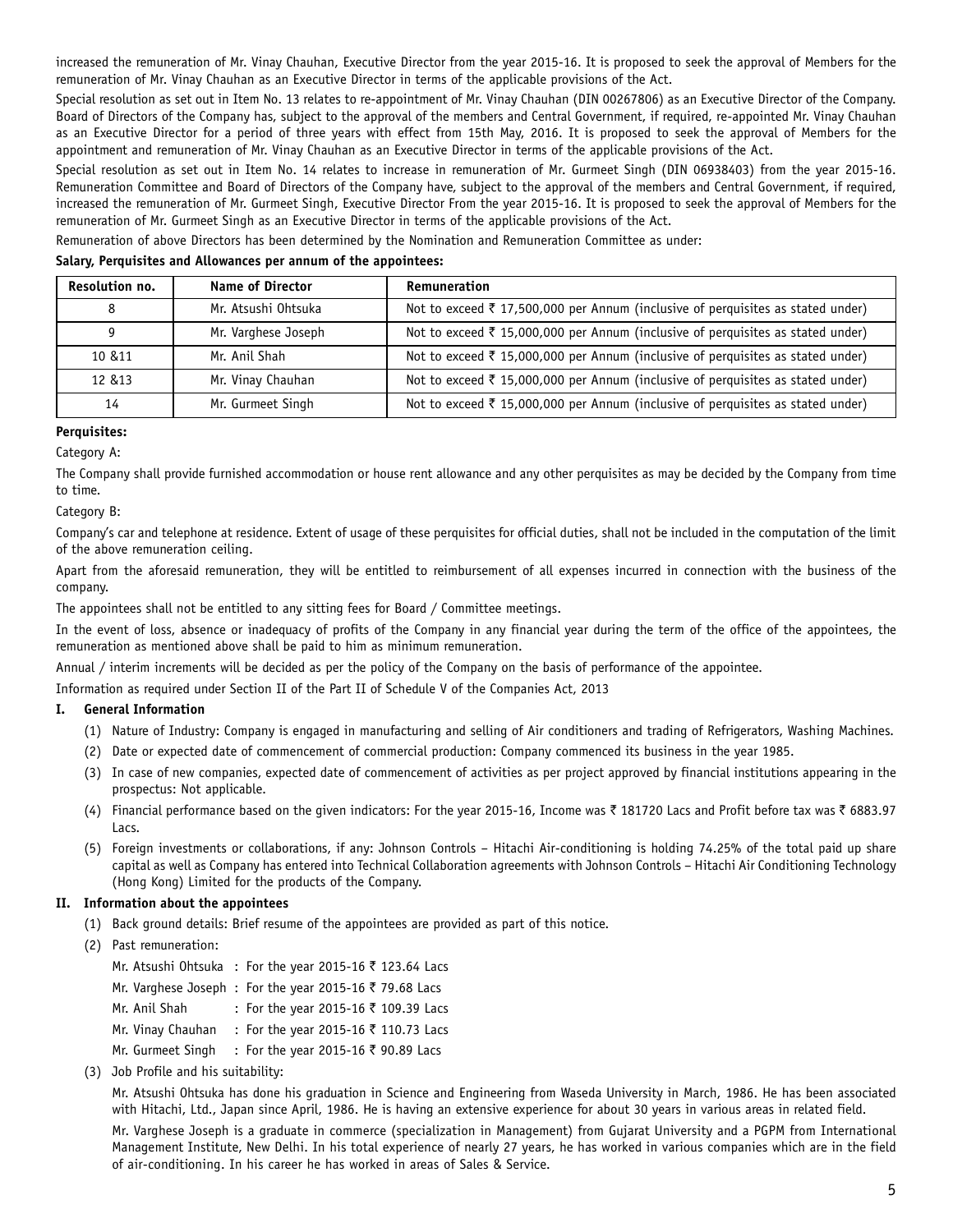increased the remuneration of Mr. Vinay Chauhan, Executive Director from the year 2015-16. It is proposed to seek the approval of Members for the remuneration of Mr. Vinay Chauhan as an Executive Director in terms of the applicable provisions of the Act.

Special resolution as set out in Item No. 13 relates to re-appointment of Mr. Vinay Chauhan (DIN 00267806) as an Executive Director of the Company. Board of Directors of the Company has, subject to the approval of the members and Central Government, if required, re-appointed Mr. Vinay Chauhan as an Executive Director for a period of three years with effect from 15th May, 2016. It is proposed to seek the approval of Members for the appointment and remuneration of Mr. Vinay Chauhan as an Executive Director in terms of the applicable provisions of the Act.

Special resolution as set out in Item No. 14 relates to increase in remuneration of Mr. Gurmeet Singh (DIN 06938403) from the year 2015-16. Remuneration Committee and Board of Directors of the Company have, subject to the approval of the members and Central Government, if required, increased the remuneration of Mr. Gurmeet Singh, Executive Director From the year 2015-16. It is proposed to seek the approval of Members for the remuneration of Mr. Gurmeet Singh as an Executive Director in terms of the applicable provisions of the Act.

Remuneration of above Directors has been determined by the Nomination and Remuneration Committee as under:

**Salary, Perquisites and Allowances per annum of the appointees:**

| Resolution no. | Name of Director | Remuneration |
|---|---|---|
| 8 | Mr. Atsushi Ohtsuka | Not to exceed ₹ 17,500,000 per Annum (inclusive of perquisites as stated under) |
| 9 | Mr. Varghese Joseph | Not to exceed ₹ 15,000,000 per Annum (inclusive of perquisites as stated under) |
| 10 &11 | Mr. Anil Shah | Not to exceed ₹ 15,000,000 per Annum (inclusive of perquisites as stated under) |
| 12 &13 | Mr. Vinay Chauhan | Not to exceed ₹ 15,000,000 per Annum (inclusive of perquisites as stated under) |
| 14 | Mr. Gurmeet Singh | Not to exceed ₹ 15,000,000 per Annum (inclusive of perquisites as stated under) |

**Perquisites:**

Category A:

The Company shall provide furnished accommodation or house rent allowance and any other perquisites as may be decided by the Company from time to time.

Category B:

Company's car and telephone at residence. Extent of usage of these perquisites for official duties, shall not be included in the computation of the limit of the above remuneration ceiling.

Apart from the aforesaid remuneration, they will be entitled to reimbursement of all expenses incurred in connection with the business of the company.

The appointees shall not be entitled to any sitting fees for Board / Committee meetings.

In the event of loss, absence or inadequacy of profits of the Company in any financial year during the term of the office of the appointees, the remuneration as mentioned above shall be paid to him as minimum remuneration.

Annual / interim increments will be decided as per the policy of the Company on the basis of performance of the appointee.

Information as required under Section II of the Part II of Schedule V of the Companies Act, 2013

**I. General Information**

(1) Nature of Industry: Company is engaged in manufacturing and selling of Air conditioners and trading of Refrigerators, Washing Machines.

(2) Date or expected date of commencement of commercial production: Company commenced its business in the year 1985.

(3) In case of new companies, expected date of commencement of activities as per project approved by financial institutions appearing in the prospectus: Not applicable.

(4) Financial performance based on the given indicators: For the year 2015-16, Income was ₹ 181720 Lacs and Profit before tax was ₹ 6883.97 Lacs.

(5) Foreign investments or collaborations, if any: Johnson Controls – Hitachi Air-conditioning is holding 74.25% of the total paid up share capital as well as Company has entered into Technical Collaboration agreements with Johnson Controls – Hitachi Air Conditioning Technology (Hong Kong) Limited for the products of the Company.

**II. Information about the appointees**

(1) Back ground details: Brief resume of the appointees are provided as part of this notice.

(2) Past remuneration:

Mr. Atsushi Ohtsuka : For the year 2015-16 ₹ 123.64 Lacs

Mr. Varghese Joseph : For the year 2015-16 ₹ 79.68 Lacs

Mr. Anil Shah : For the year 2015-16 ₹ 109.39 Lacs

Mr. Vinay Chauhan : For the year 2015-16 ₹ 110.73 Lacs

Mr. Gurmeet Singh : For the year 2015-16 ₹ 90.89 Lacs

(3) Job Profile and his suitability:

Mr. Atsushi Ohtsuka has done his graduation in Science and Engineering from Waseda University in March, 1986. He has been associated with Hitachi, Ltd., Japan since April, 1986. He is having an extensive experience for about 30 years in various areas in related field.

Mr. Varghese Joseph is a graduate in commerce (specialization in Management) from Gujarat University and a PGPM from International Management Institute, New Delhi. In his total experience of nearly 27 years, he has worked in various companies which are in the field of air-conditioning. In his career he has worked in areas of Sales & Service.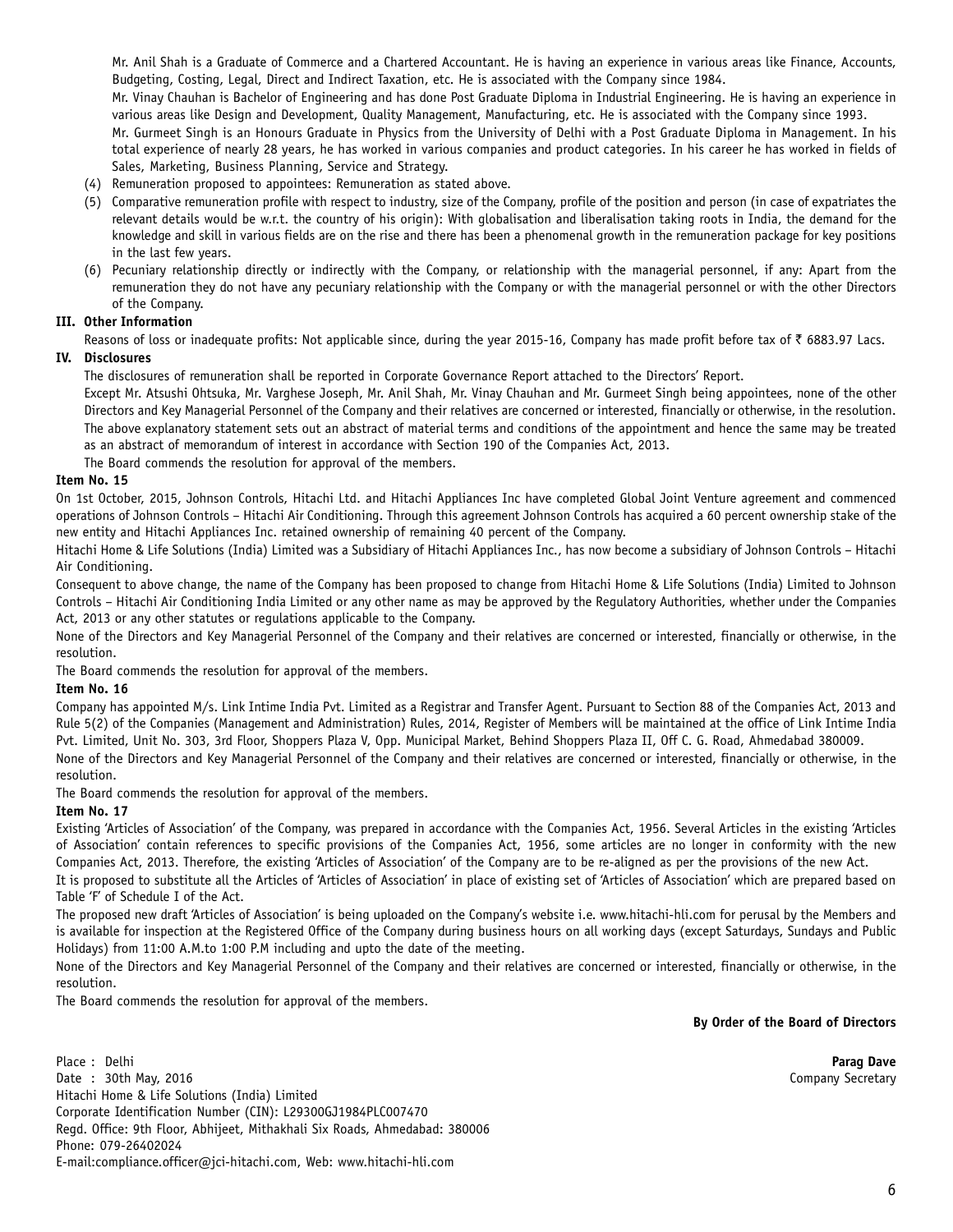Mr. Anil Shah is a Graduate of Commerce and a Chartered Accountant. He is having an experience in various areas like Finance, Accounts, Budgeting, Costing, Legal, Direct and Indirect Taxation, etc. He is associated with the Company since 1984.

Mr. Vinay Chauhan is Bachelor of Engineering and has done Post Graduate Diploma in Industrial Engineering. He is having an experience in various areas like Design and Development, Quality Management, Manufacturing, etc. He is associated with the Company since 1993.

Mr. Gurmeet Singh is an Honours Graduate in Physics from the University of Delhi with a Post Graduate Diploma in Management. In his total experience of nearly 28 years, he has worked in various companies and product categories. In his career he has worked in fields of Sales, Marketing, Business Planning, Service and Strategy.

(4) Remuneration proposed to appointees: Remuneration as stated above.

(5) Comparative remuneration profile with respect to industry, size of the Company, profile of the position and person (in case of expatriates the relevant details would be w.r.t. the country of his origin): With globalisation and liberalisation taking roots in India, the demand for the knowledge and skill in various fields are on the rise and there has been a phenomenal growth in the remuneration package for key positions in the last few years.

(6) Pecuniary relationship directly or indirectly with the Company, or relationship with the managerial personnel, if any: Apart from the remuneration they do not have any pecuniary relationship with the Company or with the managerial personnel or with the other Directors of the Company.

**III. Other Information**

Reasons of loss or inadequate profits: Not applicable since, during the year 2015-16, Company has made profit before tax of ₹ 6883.97 Lacs.

**IV. Disclosures**

The disclosures of remuneration shall be reported in Corporate Governance Report attached to the Directors' Report.

Except Mr. Atsushi Ohtsuka, Mr. Varghese Joseph, Mr. Anil Shah, Mr. Vinay Chauhan and Mr. Gurmeet Singh being appointees, none of the other Directors and Key Managerial Personnel of the Company and their relatives are concerned or interested, financially or otherwise, in the resolution.

The above explanatory statement sets out an abstract of material terms and conditions of the appointment and hence the same may be treated as an abstract of memorandum of interest in accordance with Section 190 of the Companies Act, 2013.

The Board commends the resolution for approval of the members.

**Item No. 15**

On 1st October, 2015, Johnson Controls, Hitachi Ltd. and Hitachi Appliances Inc have completed Global Joint Venture agreement and commenced operations of Johnson Controls – Hitachi Air Conditioning. Through this agreement Johnson Controls has acquired a 60 percent ownership stake of the new entity and Hitachi Appliances Inc. retained ownership of remaining 40 percent of the Company.

Hitachi Home & Life Solutions (India) Limited was a Subsidiary of Hitachi Appliances Inc., has now become a subsidiary of Johnson Controls – Hitachi Air Conditioning.

Consequent to above change, the name of the Company has been proposed to change from Hitachi Home & Life Solutions (India) Limited to Johnson Controls – Hitachi Air Conditioning India Limited or any other name as may be approved by the Regulatory Authorities, whether under the Companies Act, 2013 or any other statutes or regulations applicable to the Company.

None of the Directors and Key Managerial Personnel of the Company and their relatives are concerned or interested, financially or otherwise, in the resolution.

The Board commends the resolution for approval of the members.

**Item No. 16**

Company has appointed M/s. Link Intime India Pvt. Limited as a Registrar and Transfer Agent. Pursuant to Section 88 of the Companies Act, 2013 and Rule 5(2) of the Companies (Management and Administration) Rules, 2014, Register of Members will be maintained at the office of Link Intime India Pvt. Limited, Unit No. 303, 3rd Floor, Shoppers Plaza V, Opp. Municipal Market, Behind Shoppers Plaza II, Off C. G. Road, Ahmedabad 380009.

None of the Directors and Key Managerial Personnel of the Company and their relatives are concerned or interested, financially or otherwise, in the resolution.

The Board commends the resolution for approval of the members.

**Item No. 17**

Existing 'Articles of Association' of the Company, was prepared in accordance with the Companies Act, 1956. Several Articles in the existing 'Articles of Association' contain references to specific provisions of the Companies Act, 1956, some articles are no longer in conformity with the new Companies Act, 2013. Therefore, the existing 'Articles of Association' of the Company are to be re-aligned as per the provisions of the new Act.

It is proposed to substitute all the Articles of 'Articles of Association' in place of existing set of 'Articles of Association' which are prepared based on Table 'F' of Schedule I of the Act.

The proposed new draft 'Articles of Association' is being uploaded on the Company's website i.e. www.hitachi-hli.com for perusal by the Members and is available for inspection at the Registered Office of the Company during business hours on all working days (except Saturdays, Sundays and Public Holidays) from 11:00 A.M.to 1:00 P.M including and upto the date of the meeting.

None of the Directors and Key Managerial Personnel of the Company and their relatives are concerned or interested, financially or otherwise, in the resolution.

The Board commends the resolution for approval of the members.

**By Order of the Board of Directors**

**Parag Dave**
Company Secretary

Place : Delhi
Date : 30th May, 2016
Hitachi Home & Life Solutions (India) Limited
Corporate Identification Number (CIN): L29300GJ1984PLC007470
Regd. Office: 9th Floor, Abhijeet, Mithakhali Six Roads, Ahmedabad: 380006
Phone: 079-26402024
E-mail:compliance.officer@jci-hitachi.com, Web: www.hitachi-hli.com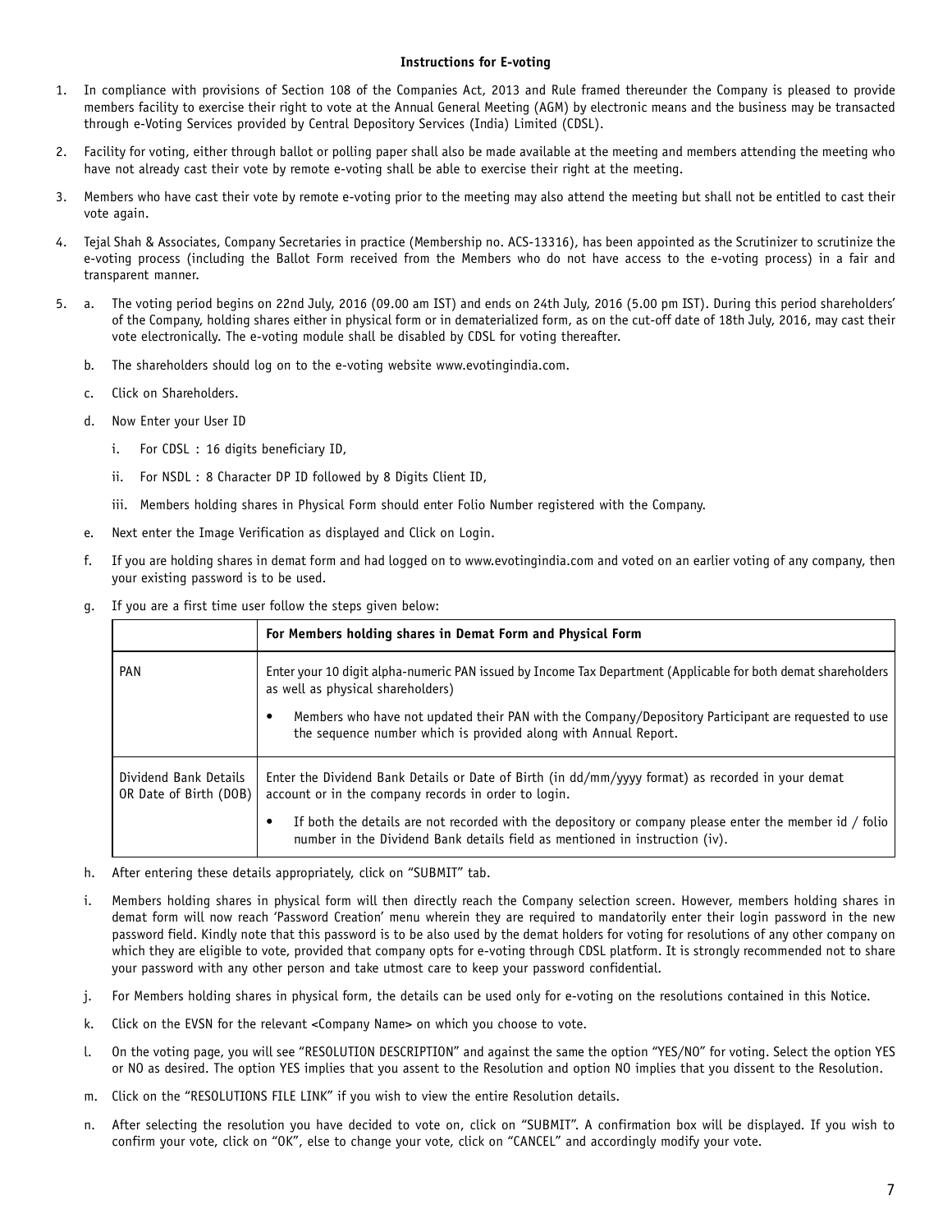# Instructions for E-voting

1. In compliance with provisions of Section 108 of the Companies Act, 2013 and Rule framed thereunder the Company is pleased to provide members facility to exercise their right to vote at the Annual General Meeting (AGM) by electronic means and the business may be transacted through e-Voting Services provided by Central Depository Services (India) Limited (CDSL).

2. Facility for voting, either through ballot or polling paper shall also be made available at the meeting and members attending the meeting who have not already cast their vote by remote e-voting shall be able to exercise their right at the meeting.

3. Members who have cast their vote by remote e-voting prior to the meeting may also attend the meeting but shall not be entitled to cast their vote again.

4. Tejal Shah & Associates, Company Secretaries in practice (Membership no. ACS-13316), has been appointed as the Scrutinizer to scrutinize the e-voting process (including the Ballot Form received from the Members who do not have access to the e-voting process) in a fair and transparent manner.

5. a. The voting period begins on 22nd July, 2016 (09.00 am IST) and ends on 24th July, 2016 (5.00 pm IST). During this period shareholders' of the Company, holding shares either in physical form or in dematerialized form, as on the cut-off date of 18th July, 2016, may cast their vote electronically. The e-voting module shall be disabled by CDSL for voting thereafter.

   b. The shareholders should log on to the e-voting website www.evotingindia.com.

   c. Click on Shareholders.

   d. Now Enter your User ID

      i. For CDSL : 16 digits beneficiary ID,

      ii. For NSDL : 8 Character DP ID followed by 8 Digits Client ID,

      iii. Members holding shares in Physical Form should enter Folio Number registered with the Company.

   e. Next enter the Image Verification as displayed and Click on Login.

   f. If you are holding shares in demat form and had logged on to www.evotingindia.com and voted on an earlier voting of any company, then your existing password is to be used.

   g. If you are a first time user follow the steps given below:

| | For Members holding shares in Demat Form and Physical Form |
|---|---|
| PAN | Enter your 10 digit alpha-numeric PAN issued by Income Tax Department (Applicable for both demat shareholders as well as physical shareholders)<br>• Members who have not updated their PAN with the Company/Depository Participant are requested to use the sequence number which is provided along with Annual Report. |
| Dividend Bank Details OR Date of Birth (DOB) | Enter the Dividend Bank Details or Date of Birth (in dd/mm/yyyy format) as recorded in your demat account or in the company records in order to login.<br>• If both the details are not recorded with the depository or company please enter the member id / folio number in the Dividend Bank details field as mentioned in instruction (iv). |

   h. After entering these details appropriately, click on "SUBMIT" tab.

   i. Members holding shares in physical form will then directly reach the Company selection screen. However, members holding shares in demat form will now reach 'Password Creation' menu wherein they are required to mandatorily enter their login password in the new password field. Kindly note that this password is to be also used by the demat holders for voting for resolutions of any other company on which they are eligible to vote, provided that company opts for e-voting through CDSL platform. It is strongly recommended not to share your password with any other person and take utmost care to keep your password confidential.

   j. For Members holding shares in physical form, the details can be used only for e-voting on the resolutions contained in this Notice.

   k. Click on the EVSN for the relevant <Company Name> on which you choose to vote.

   l. On the voting page, you will see "RESOLUTION DESCRIPTION" and against the same the option "YES/NO" for voting. Select the option YES or NO as desired. The option YES implies that you assent to the Resolution and option NO implies that you dissent to the Resolution.

   m. Click on the "RESOLUTIONS FILE LINK" if you wish to view the entire Resolution details.

   n. After selecting the resolution you have decided to vote on, click on "SUBMIT". A confirmation box will be displayed. If you wish to confirm your vote, click on "OK", else to change your vote, click on "CANCEL" and accordingly modify your vote.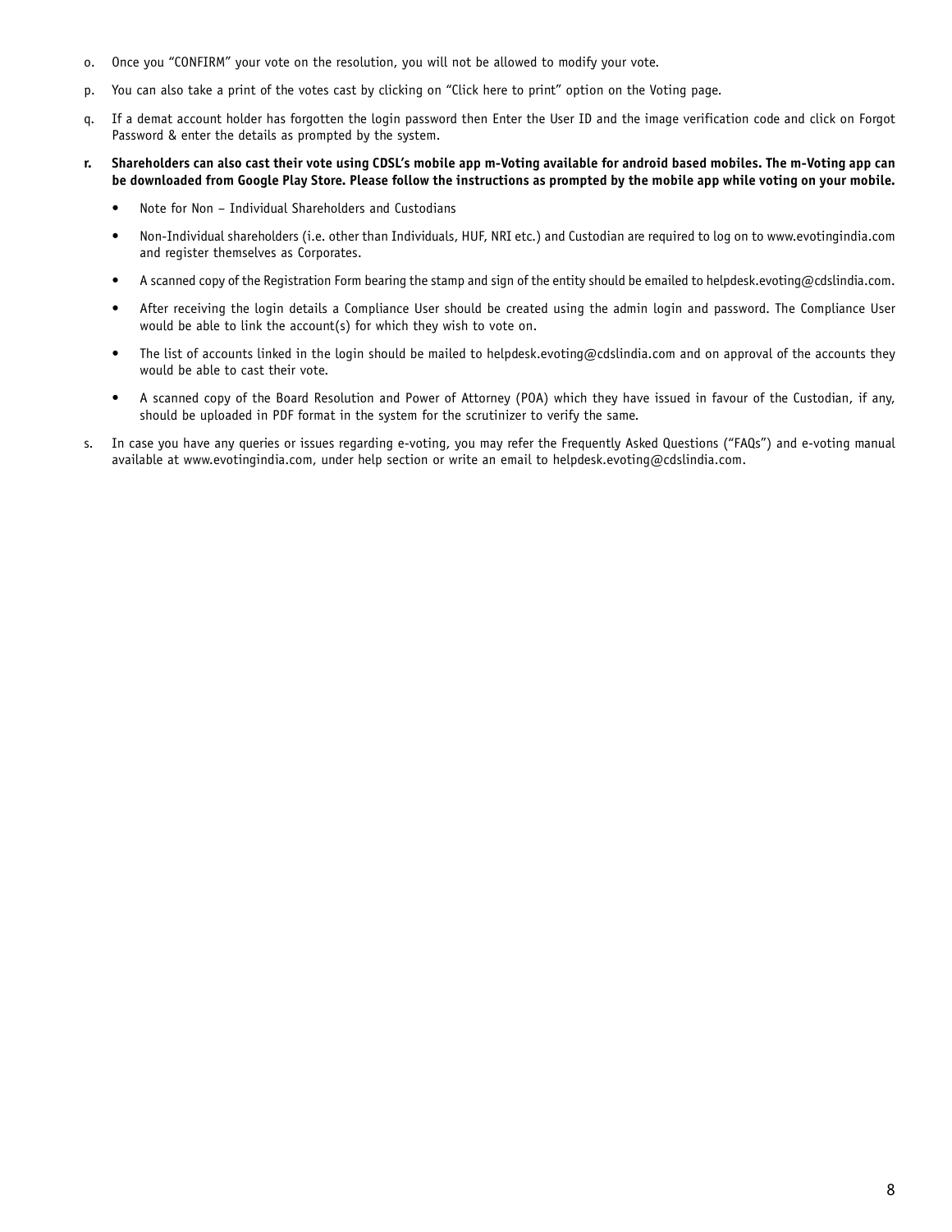o. Once you “CONFIRM” your vote on the resolution, you will not be allowed to modify your vote.

p. You can also take a print of the votes cast by clicking on “Click here to print” option on the Voting page.

q. If a demat account holder has forgotten the login password then Enter the User ID and the image verification code and click on Forgot Password & enter the details as prompted by the system.

**r. Shareholders can also cast their vote using CDSL’s mobile app m-Voting available for android based mobiles. The m-Voting app can be downloaded from Google Play Store. Please follow the instructions as prompted by the mobile app while voting on your mobile.**

- Note for Non – Individual Shareholders and Custodians
- Non-Individual shareholders (i.e. other than Individuals, HUF, NRI etc.) and Custodian are required to log on to www.evotingindia.com and register themselves as Corporates.
- A scanned copy of the Registration Form bearing the stamp and sign of the entity should be emailed to helpdesk.evoting@cdslindia.com.
- After receiving the login details a Compliance User should be created using the admin login and password. The Compliance User would be able to link the account(s) for which they wish to vote on.
- The list of accounts linked in the login should be mailed to helpdesk.evoting@cdslindia.com and on approval of the accounts they would be able to cast their vote.
- A scanned copy of the Board Resolution and Power of Attorney (POA) which they have issued in favour of the Custodian, if any, should be uploaded in PDF format in the system for the scrutinizer to verify the same.

s. In case you have any queries or issues regarding e-voting, you may refer the Frequently Asked Questions (“FAQs”) and e-voting manual available at www.evotingindia.com, under help section or write an email to helpdesk.evoting@cdslindia.com.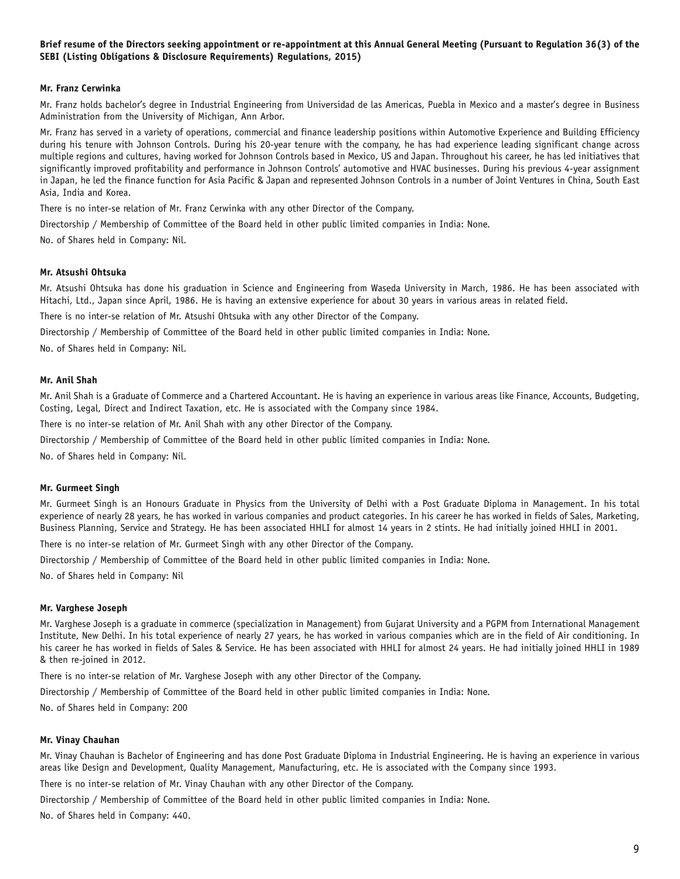**Brief resume of the Directors seeking appointment or re-appointment at this Annual General Meeting (Pursuant to Regulation 36(3) of the SEBI (Listing Obligations & Disclosure Requirements) Regulations, 2015)**

**Mr. Franz Cerwinka**

Mr. Franz holds bachelor's degree in Industrial Engineering from Universidad de las Americas, Puebla in Mexico and a master's degree in Business Administration from the University of Michigan, Ann Arbor.

Mr. Franz has served in a variety of operations, commercial and finance leadership positions within Automotive Experience and Building Efficiency during his tenure with Johnson Controls. During his 20-year tenure with the company, he has had experience leading significant change across multiple regions and cultures, having worked for Johnson Controls based in Mexico, US and Japan. Throughout his career, he has led initiatives that significantly improved profitability and performance in Johnson Controls' automotive and HVAC businesses. During his previous 4-year assignment in Japan, he led the finance function for Asia Pacific & Japan and represented Johnson Controls in a number of Joint Ventures in China, South East Asia, India and Korea.

There is no inter-se relation of Mr. Franz Cerwinka with any other Director of the Company.

Directorship / Membership of Committee of the Board held in other public limited companies in India: None.

No. of Shares held in Company: Nil.

**Mr. Atsushi Ohtsuka**

Mr. Atsushi Ohtsuka has done his graduation in Science and Engineering from Waseda University in March, 1986. He has been associated with Hitachi, Ltd., Japan since April, 1986. He is having an extensive experience for about 30 years in various areas in related field.

There is no inter-se relation of Mr. Atsushi Ohtsuka with any other Director of the Company.

Directorship / Membership of Committee of the Board held in other public limited companies in India: None.

No. of Shares held in Company: Nil.

**Mr. Anil Shah**

Mr. Anil Shah is a Graduate of Commerce and a Chartered Accountant. He is having an experience in various areas like Finance, Accounts, Budgeting, Costing, Legal, Direct and Indirect Taxation, etc. He is associated with the Company since 1984.

There is no inter-se relation of Mr. Anil Shah with any other Director of the Company.

Directorship / Membership of Committee of the Board held in other public limited companies in India: None.

No. of Shares held in Company: Nil.

**Mr. Gurmeet Singh**

Mr. Gurmeet Singh is an Honours Graduate in Physics from the University of Delhi with a Post Graduate Diploma in Management. In his total experience of nearly 28 years, he has worked in various companies and product categories. In his career he has worked in fields of Sales, Marketing, Business Planning, Service and Strategy. He has been associated HHLI for almost 14 years in 2 stints. He had initially joined HHLI in 2001.

There is no inter-se relation of Mr. Gurmeet Singh with any other Director of the Company.

Directorship / Membership of Committee of the Board held in other public limited companies in India: None.

No. of Shares held in Company: Nil

**Mr. Varghese Joseph**

Mr. Varghese Joseph is a graduate in commerce (specialization in Management) from Gujarat University and a PGPM from International Management Institute, New Delhi. In his total experience of nearly 27 years, he has worked in various companies which are in the field of Air conditioning. In his career he has worked in fields of Sales & Service. He has been associated with HHLI for almost 24 years. He had initially joined HHLI in 1989 & then re-joined in 2012.

There is no inter-se relation of Mr. Varghese Joseph with any other Director of the Company.

Directorship / Membership of Committee of the Board held in other public limited companies in India: None.

No. of Shares held in Company: 200

**Mr. Vinay Chauhan**

Mr. Vinay Chauhan is Bachelor of Engineering and has done Post Graduate Diploma in Industrial Engineering. He is having an experience in various areas like Design and Development, Quality Management, Manufacturing, etc. He is associated with the Company since 1993.

There is no inter-se relation of Mr. Vinay Chauhan with any other Director of the Company.

Directorship / Membership of Committee of the Board held in other public limited companies in India: None.

No. of Shares held in Company: 440.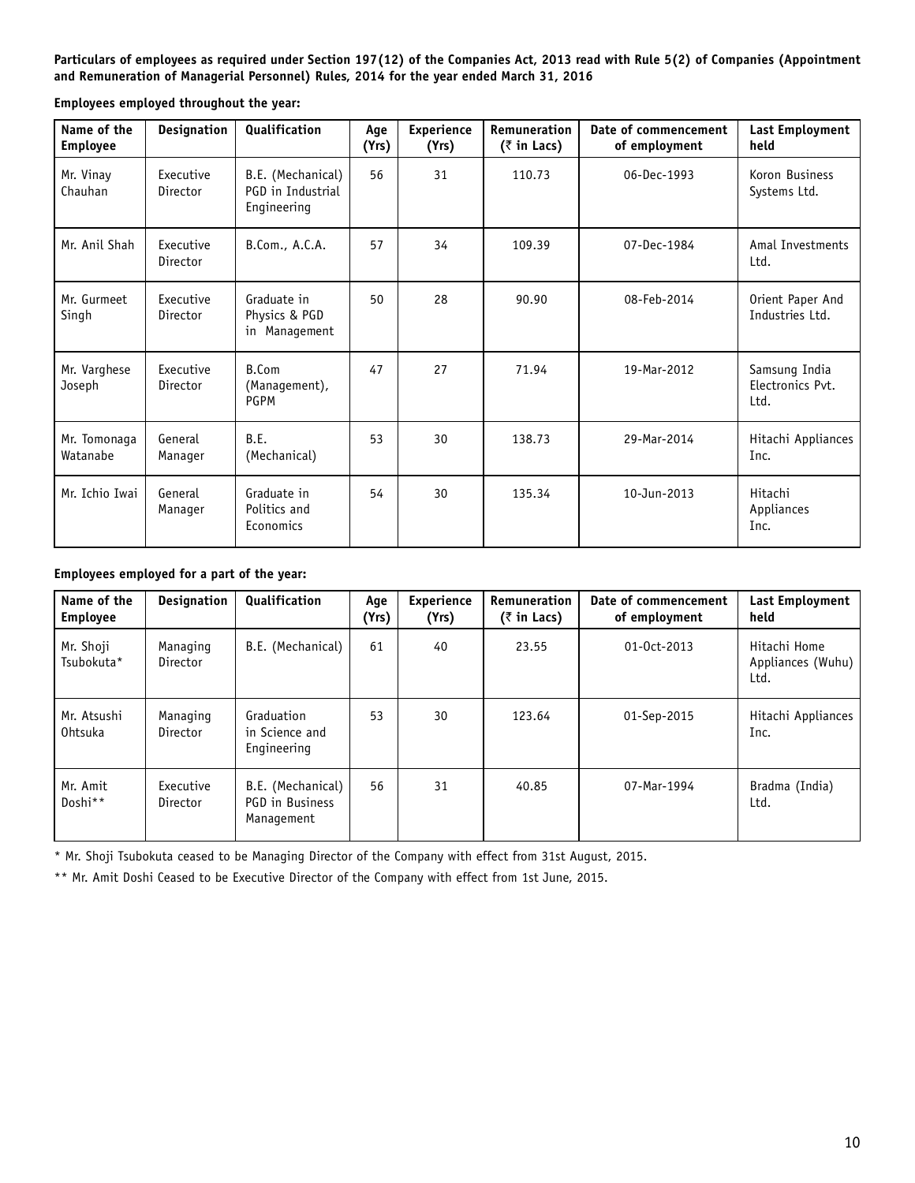**Particulars of employees as required under Section 197(12) of the Companies Act, 2013 read with Rule 5(2) of Companies (Appointment and Remuneration of Managerial Personnel) Rules, 2014 for the year ended March 31, 2016**

**Employees employed throughout the year:**

| Name of the Employee | Designation | Qualification | Age (Yrs) | Experience (Yrs) | Remuneration (₹ in Lacs) | Date of commencement of employment | Last Employment held |
|---|---|---|---|---|---|---|---|
| Mr. Vinay Chauhan | Executive Director | B.E. (Mechanical) PGD in Industrial Engineering | 56 | 31 | 110.73 | 06-Dec-1993 | Koron Business Systems Ltd. |
| Mr. Anil Shah | Executive Director | B.Com., A.C.A. | 57 | 34 | 109.39 | 07-Dec-1984 | Amal Investments Ltd. |
| Mr. Gurmeet Singh | Executive Director | Graduate in Physics & PGD in Management | 50 | 28 | 90.90 | 08-Feb-2014 | Orient Paper And Industries Ltd. |
| Mr. Varghese Joseph | Executive Director | B.Com (Management), PGPM | 47 | 27 | 71.94 | 19-Mar-2012 | Samsung India Electronics Pvt. Ltd. |
| Mr. Tomonaga Watanabe | General Manager | B.E. (Mechanical) | 53 | 30 | 138.73 | 29-Mar-2014 | Hitachi Appliances Inc. |
| Mr. Ichio Iwai | General Manager | Graduate in Politics and Economics | 54 | 30 | 135.34 | 10-Jun-2013 | Hitachi Appliances Inc. |

**Employees employed for a part of the year:**

| Name of the Employee | Designation | Qualification | Age (Yrs) | Experience (Yrs) | Remuneration (₹ in Lacs) | Date of commencement of employment | Last Employment held |
|---|---|---|---|---|---|---|---|
| Mr. Shoji Tsubokuta* | Managing Director | B.E. (Mechanical) | 61 | 40 | 23.55 | 01-Oct-2013 | Hitachi Home Appliances (Wuhu) Ltd. |
| Mr. Atsushi Ohtsuka | Managing Director | Graduation in Science and Engineering | 53 | 30 | 123.64 | 01-Sep-2015 | Hitachi Appliances Inc. |
| Mr. Amit Doshi** | Executive Director | B.E. (Mechanical) PGD in Business Management | 56 | 31 | 40.85 | 07-Mar-1994 | Bradma (India) Ltd. |

* Mr. Shoji Tsubokuta ceased to be Managing Director of the Company with effect from 31st August, 2015.

** Mr. Amit Doshi Ceased to be Executive Director of the Company with effect from 1st June, 2015.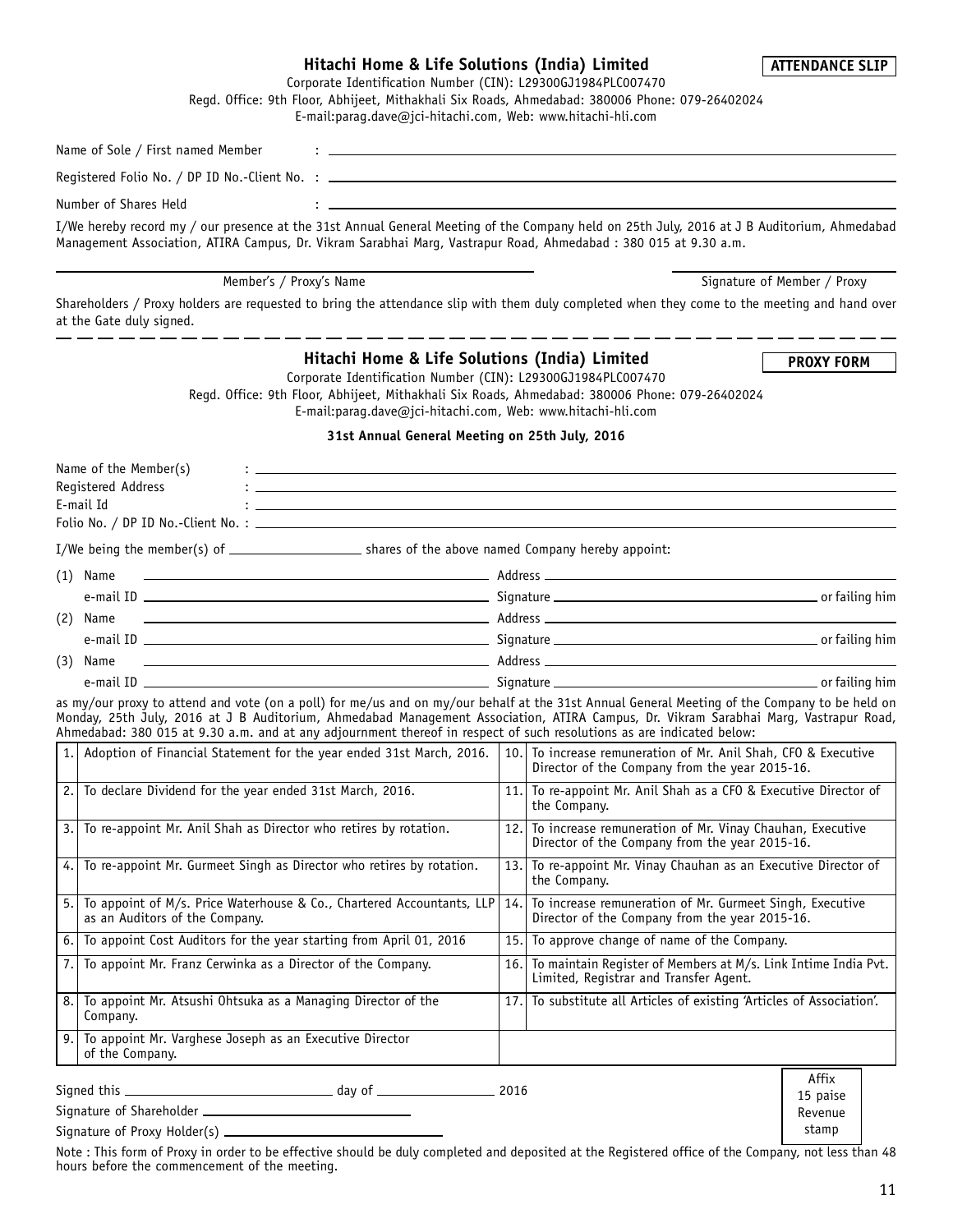## Hitachi Home & Life Solutions (India) Limited

**ATTENDANCE SLIP**

Corporate Identification Number (CIN): L29300GJ1984PLC007470
Regd. Office: 9th Floor, Abhijeet, Mithakhali Six Roads, Ahmedabad: 380006 Phone: 079-26402024
E-mail:parag.dave@jci-hitachi.com, Web: www.hitachi-hli.com

Name of Sole / First named Member : ____________________

Registered Folio No. / DP ID No.-Client No. : ____________________

Number of Shares Held : ____________________

I/We hereby record my / our presence at the 31st Annual General Meeting of the Company held on 25th July, 2016 at J B Auditorium, Ahmedabad Management Association, ATIRA Campus, Dr. Vikram Sarabhai Marg, Vastrapur Road, Ahmedabad : 380 015 at 9.30 a.m.

____________________ Member's / Proxy's Name

____________________ Signature of Member / Proxy

Shareholders / Proxy holders are requested to bring the attendance slip with them duly completed when they come to the meeting and hand over at the Gate duly signed.

---

## Hitachi Home & Life Solutions (India) Limited

**PROXY FORM**

Corporate Identification Number (CIN): L29300GJ1984PLC007470
Regd. Office: 9th Floor, Abhijeet, Mithakhali Six Roads, Ahmedabad: 380006 Phone: 079-26402024
E-mail:parag.dave@jci-hitachi.com, Web: www.hitachi-hli.com

**31st Annual General Meeting on 25th July, 2016**

Name of the Member(s) : ____________________
Registered Address : ____________________
E-mail Id : ____________________
Folio No. / DP ID No.-Client No. : ____________________

I/We being the member(s) of ____________ shares of the above named Company hereby appoint:

(1) Name ____________________ Address ____________________
e-mail ID ____________________ Signature ____________________ or failing him

(2) Name ____________________ Address ____________________
e-mail ID ____________________ Signature ____________________ or failing him

(3) Name ____________________ Address ____________________
e-mail ID ____________________ Signature ____________________ or failing him

as my/our proxy to attend and vote (on a poll) for me/us and on my/our behalf at the 31st Annual General Meeting of the Company to be held on Monday, 25th July, 2016 at J B Auditorium, Ahmedabad Management Association, ATIRA Campus, Dr. Vikram Sarabhai Marg, Vastrapur Road, Ahmedabad: 380 015 at 9.30 a.m. and at any adjournment thereof in respect of such resolutions as are indicated below:

| | | | |
|---|---|---|---|
| 1. | Adoption of Financial Statement for the year ended 31st March, 2016. | 10. | To increase remuneration of Mr. Anil Shah, CFO & Executive Director of the Company from the year 2015-16. |
| 2. | To declare Dividend for the year ended 31st March, 2016. | 11. | To re-appoint Mr. Anil Shah as a CFO & Executive Director of the Company. |
| 3. | To re-appoint Mr. Anil Shah as Director who retires by rotation. | 12. | To increase remuneration of Mr. Vinay Chauhan, Executive Director of the Company from the year 2015-16. |
| 4. | To re-appoint Mr. Gurmeet Singh as Director who retires by rotation. | 13. | To re-appoint Mr. Vinay Chauhan as an Executive Director of the Company. |
| 5. | To appoint of M/s. Price Waterhouse & Co., Chartered Accountants, LLP as an Auditors of the Company. | 14. | To increase remuneration of Mr. Gurmeet Singh, Executive Director of the Company from the year 2015-16. |
| 6. | To appoint Cost Auditors for the year starting from April 01, 2016 | 15. | To approve change of name of the Company. |
| 7. | To appoint Mr. Franz Cerwinka as a Director of the Company. | 16. | To maintain Register of Members at M/s. Link Intime India Pvt. Limited, Registrar and Transfer Agent. |
| 8. | To appoint Mr. Atsushi Ohtsuka as a Managing Director of the Company. | 17. | To substitute all Articles of existing 'Articles of Association'. |
| 9. | To appoint Mr. Varghese Joseph as an Executive Director of the Company. | | |

Signed this ____________ day of ____________ 2016

Signature of Shareholder ____________________

Signature of Proxy Holder(s) ____________________

Affix 15 paise Revenue stamp

Note : This form of Proxy in order to be effective should be duly completed and deposited at the Registered office of the Company, not less than 48 hours before the commencement of the meeting.